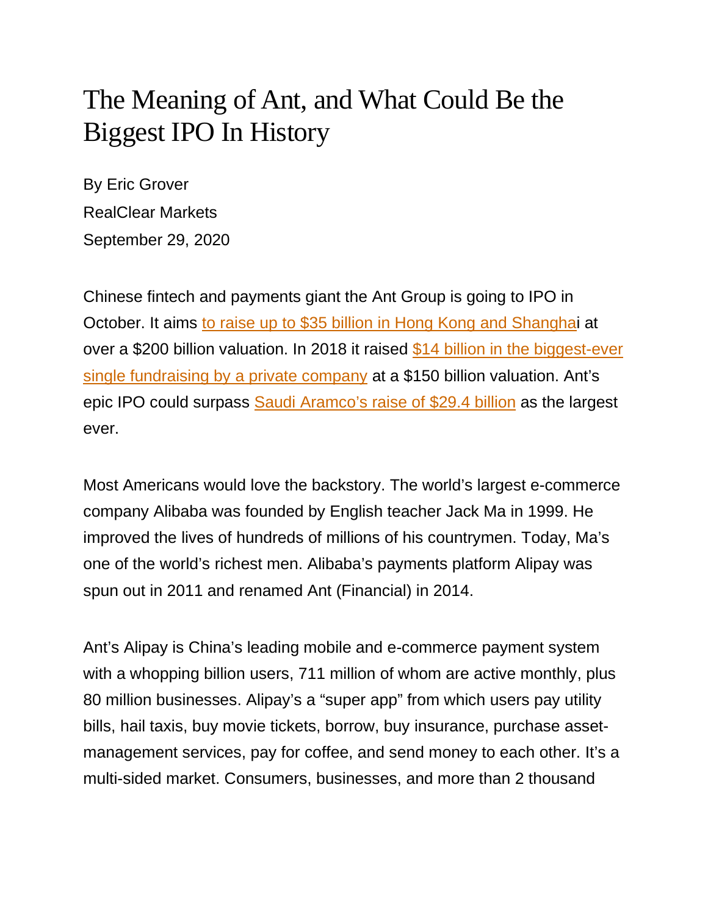# The Meaning of Ant, and What Could Be the Biggest IPO In History

By Eric Grover

RealClear Markets

September 29, 2020

Chinese fintech and payments giant the Ant Group is going to IPO in October. It aims to raise up to $35 billion in Hong Kong and Shanghai at over a $200 billion valuation. In 2018 it raised $14 billion in the biggest-ever single fundraising by a private company at a $150 billion valuation. Ant's epic IPO could surpass Saudi Aramco's raise of $29.4 billion as the largest ever.

Most Americans would love the backstory. The world's largest e-commerce company Alibaba was founded by English teacher Jack Ma in 1999. He improved the lives of hundreds of millions of his countrymen. Today, Ma's one of the world's richest men. Alibaba's payments platform Alipay was spun out in 2011 and renamed Ant (Financial) in 2014.

Ant's Alipay is China's leading mobile and e-commerce payment system with a whopping billion users, 711 million of whom are active monthly, plus 80 million businesses. Alipay's a "super app" from which users pay utility bills, hail taxis, buy movie tickets, borrow, buy insurance, purchase asset-management services, pay for coffee, and send money to each other. It's a multi-sided market. Consumers, businesses, and more than 2 thousand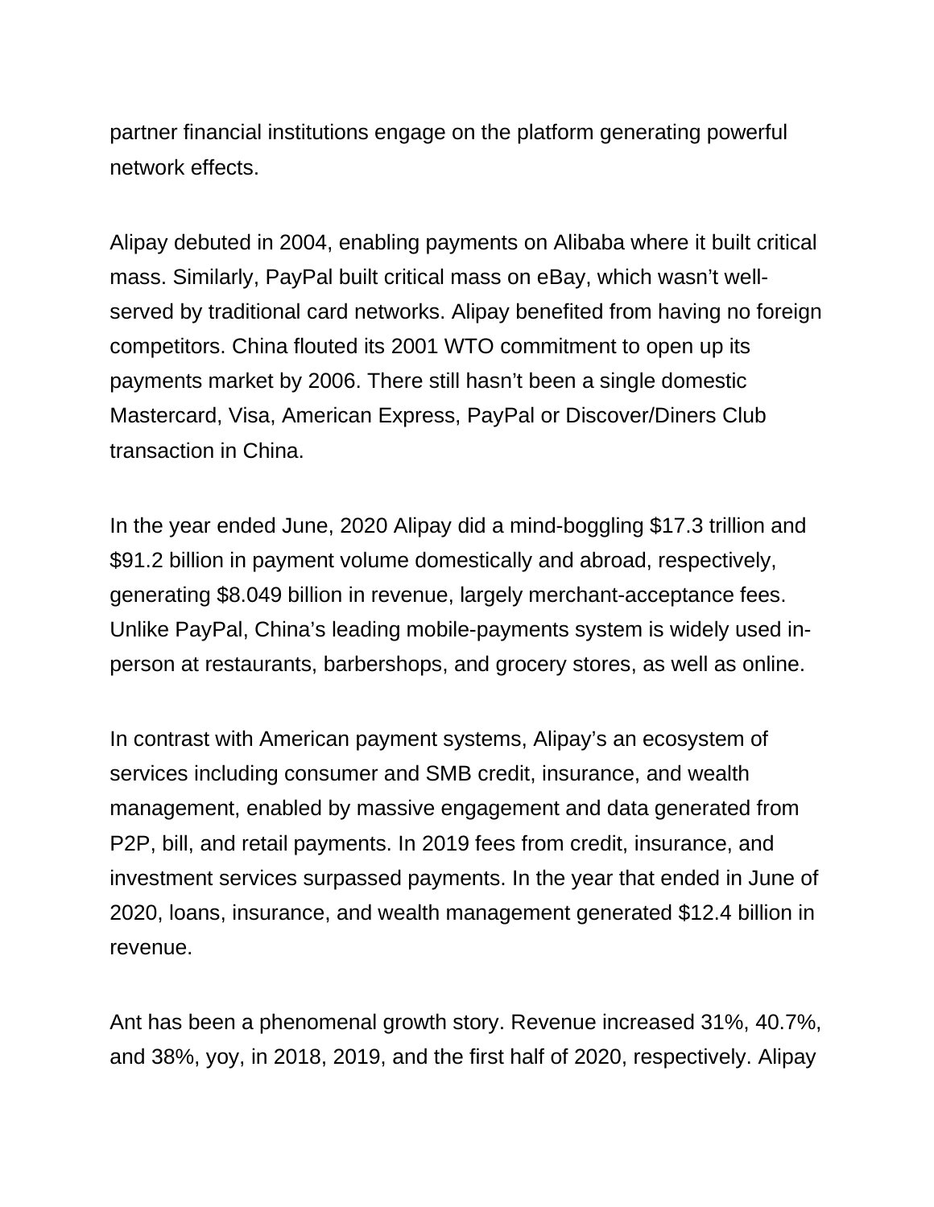partner financial institutions engage on the platform generating powerful network effects.

Alipay debuted in 2004, enabling payments on Alibaba where it built critical mass. Similarly, PayPal built critical mass on eBay, which wasn't well-served by traditional card networks. Alipay benefited from having no foreign competitors. China flouted its 2001 WTO commitment to open up its payments market by 2006. There still hasn't been a single domestic Mastercard, Visa, American Express, PayPal or Discover/Diners Club transaction in China.

In the year ended June, 2020 Alipay did a mind-boggling $17.3 trillion and $91.2 billion in payment volume domestically and abroad, respectively, generating $8.049 billion in revenue, largely merchant-acceptance fees. Unlike PayPal, China's leading mobile-payments system is widely used in-person at restaurants, barbershops, and grocery stores, as well as online.

In contrast with American payment systems, Alipay's an ecosystem of services including consumer and SMB credit, insurance, and wealth management, enabled by massive engagement and data generated from P2P, bill, and retail payments. In 2019 fees from credit, insurance, and investment services surpassed payments. In the year that ended in June of 2020, loans, insurance, and wealth management generated $12.4 billion in revenue.

Ant has been a phenomenal growth story. Revenue increased 31%, 40.7%, and 38%, yoy, in 2018, 2019, and the first half of 2020, respectively. Alipay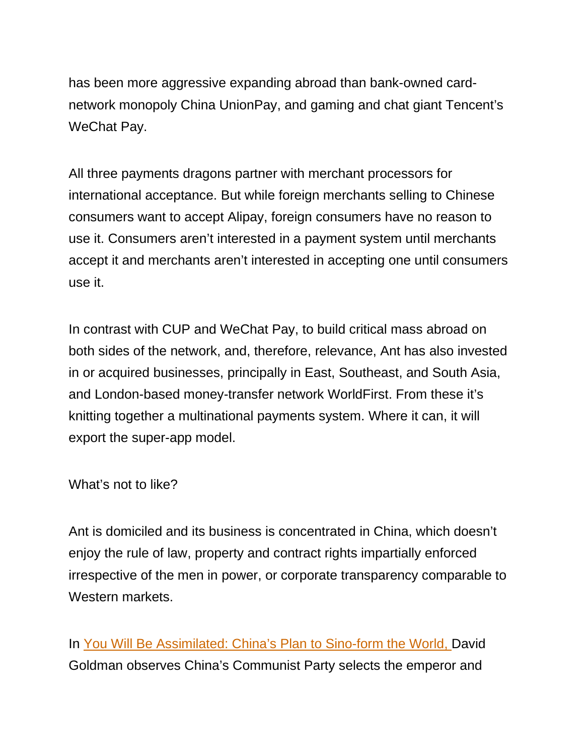has been more aggressive expanding abroad than bank-owned card-network monopoly China UnionPay, and gaming and chat giant Tencent's WeChat Pay.

All three payments dragons partner with merchant processors for international acceptance. But while foreign merchants selling to Chinese consumers want to accept Alipay, foreign consumers have no reason to use it. Consumers aren't interested in a payment system until merchants accept it and merchants aren't interested in accepting one until consumers use it.

In contrast with CUP and WeChat Pay, to build critical mass abroad on both sides of the network, and, therefore, relevance, Ant has also invested in or acquired businesses, principally in East, Southeast, and South Asia, and London-based money-transfer network WorldFirst. From these it's knitting together a multinational payments system. Where it can, it will export the super-app model.

What's not to like?

Ant is domiciled and its business is concentrated in China, which doesn't enjoy the rule of law, property and contract rights impartially enforced irrespective of the men in power, or corporate transparency comparable to Western markets.

In You Will Be Assimilated: China's Plan to Sino-form the World, David Goldman observes China's Communist Party selects the emperor and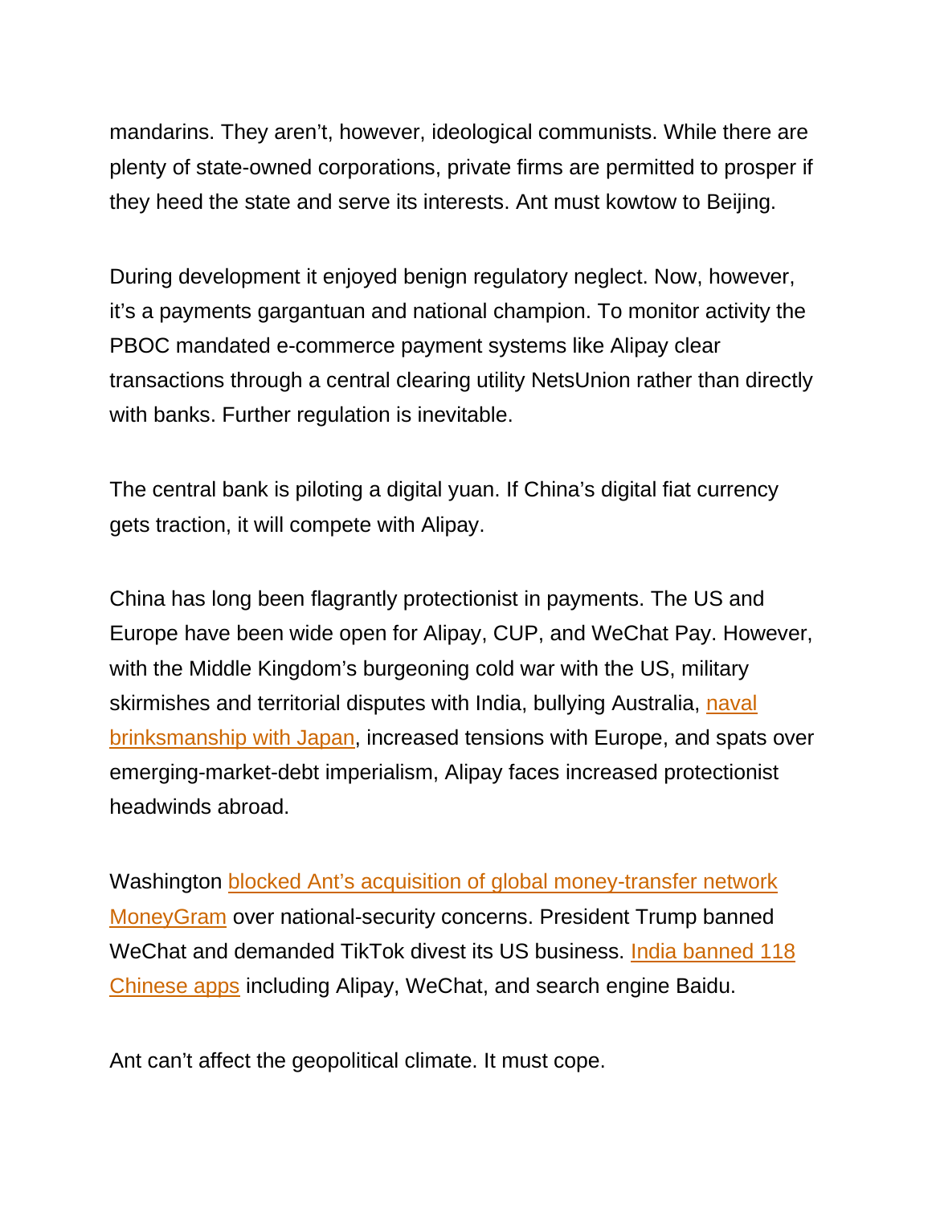mandarins. They aren't, however, ideological communists. While there are plenty of state-owned corporations, private firms are permitted to prosper if they heed the state and serve its interests. Ant must kowtow to Beijing.

During development it enjoyed benign regulatory neglect. Now, however, it's a payments gargantuan and national champion. To monitor activity the PBOC mandated e-commerce payment systems like Alipay clear transactions through a central clearing utility NetsUnion rather than directly with banks. Further regulation is inevitable.

The central bank is piloting a digital yuan. If China's digital fiat currency gets traction, it will compete with Alipay.

China has long been flagrantly protectionist in payments. The US and Europe have been wide open for Alipay, CUP, and WeChat Pay. However, with the Middle Kingdom's burgeoning cold war with the US, military skirmishes and territorial disputes with India, bullying Australia, naval brinksmanship with Japan, increased tensions with Europe, and spats over emerging-market-debt imperialism, Alipay faces increased protectionist headwinds abroad.

Washington blocked Ant's acquisition of global money-transfer network MoneyGram over national-security concerns. President Trump banned WeChat and demanded TikTok divest its US business. India banned 118 Chinese apps including Alipay, WeChat, and search engine Baidu.

Ant can't affect the geopolitical climate. It must cope.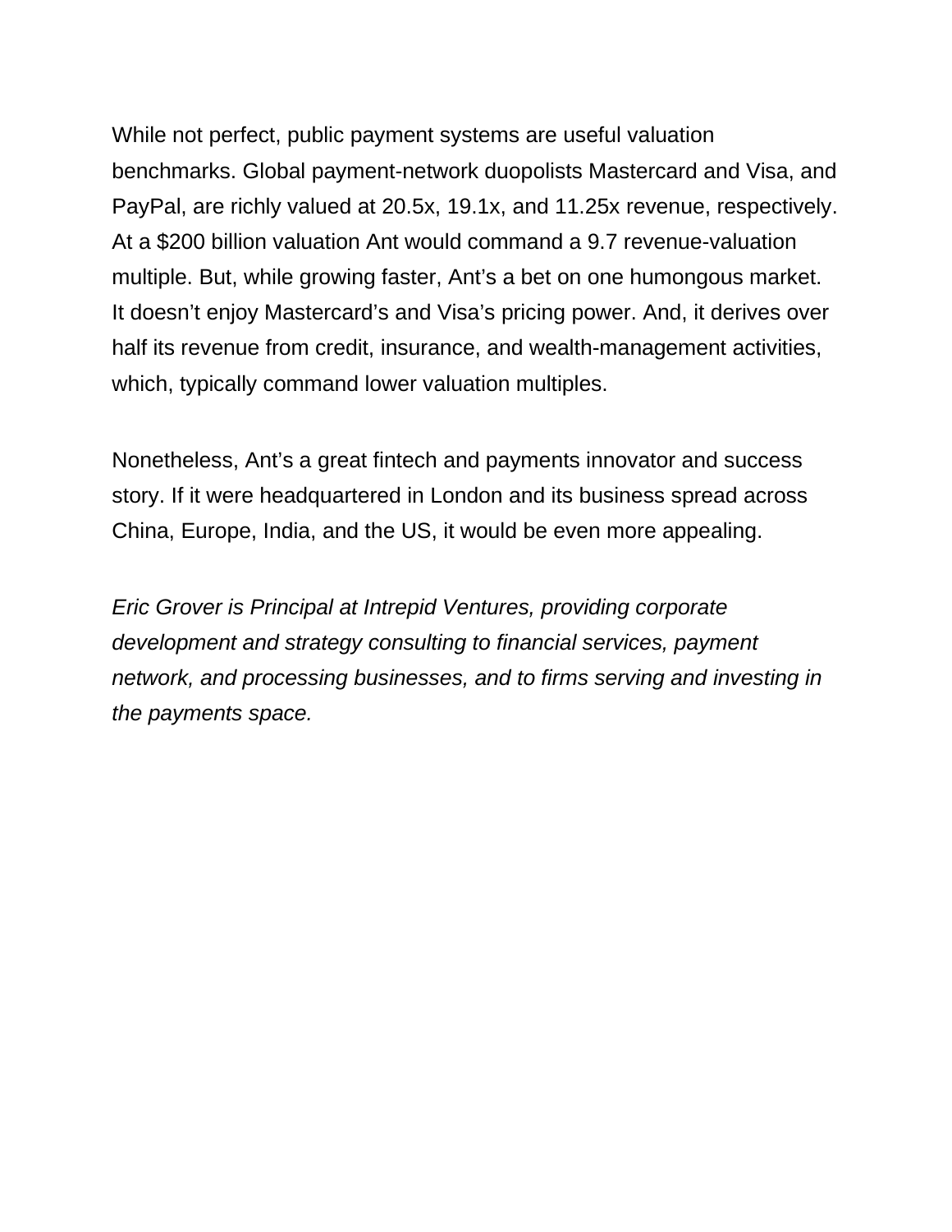While not perfect, public payment systems are useful valuation benchmarks. Global payment-network duopolists Mastercard and Visa, and PayPal, are richly valued at 20.5x, 19.1x, and 11.25x revenue, respectively. At a $200 billion valuation Ant would command a 9.7 revenue-valuation multiple. But, while growing faster, Ant's a bet on one humongous market. It doesn't enjoy Mastercard's and Visa's pricing power. And, it derives over half its revenue from credit, insurance, and wealth-management activities, which, typically command lower valuation multiples.

Nonetheless, Ant's a great fintech and payments innovator and success story. If it were headquartered in London and its business spread across China, Europe, India, and the US, it would be even more appealing.

*Eric Grover is Principal at Intrepid Ventures, providing corporate development and strategy consulting to financial services, payment network, and processing businesses, and to firms serving and investing in the payments space.*